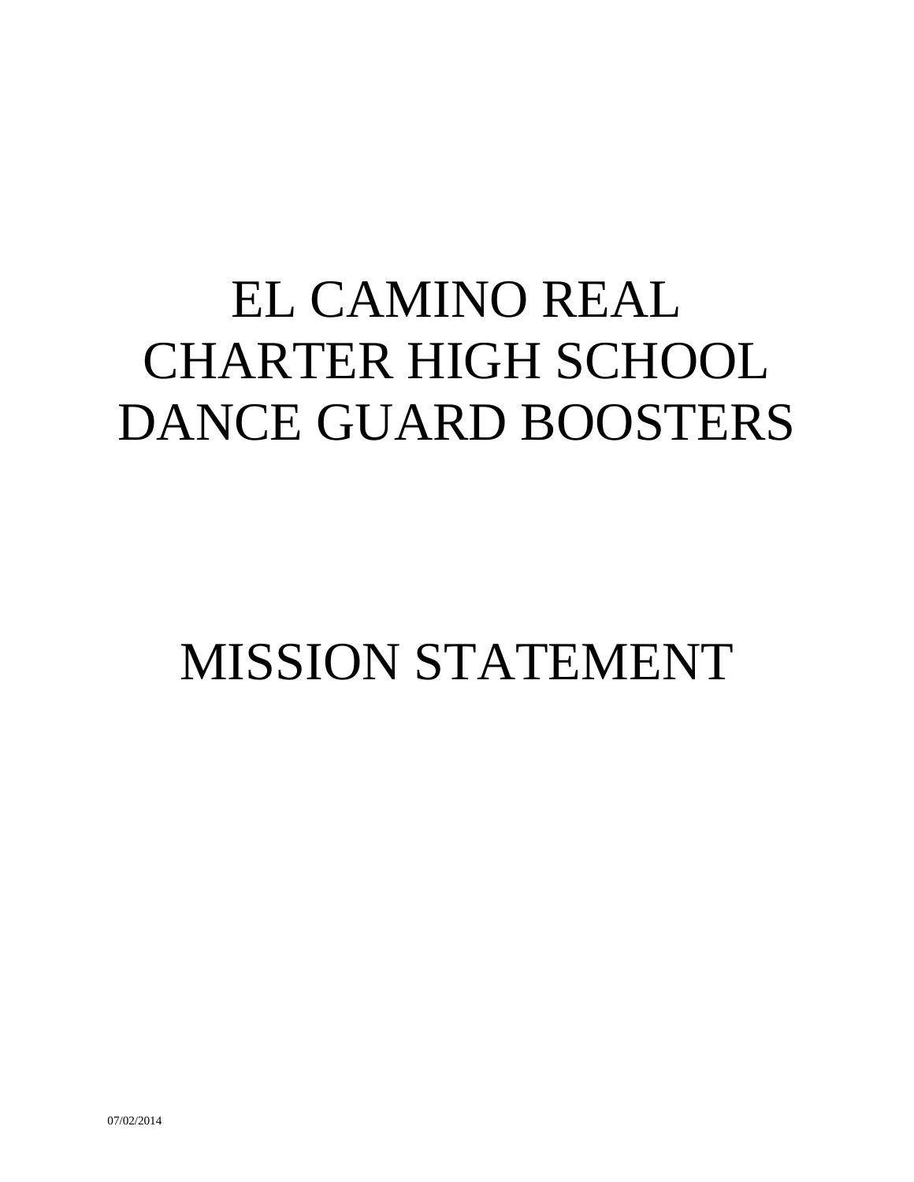# EL CAMINO REAL CHARTER HIGH SCHOOL DANCE GUARD BOOSTERS

# MISSION STATEMENT

07/02/2014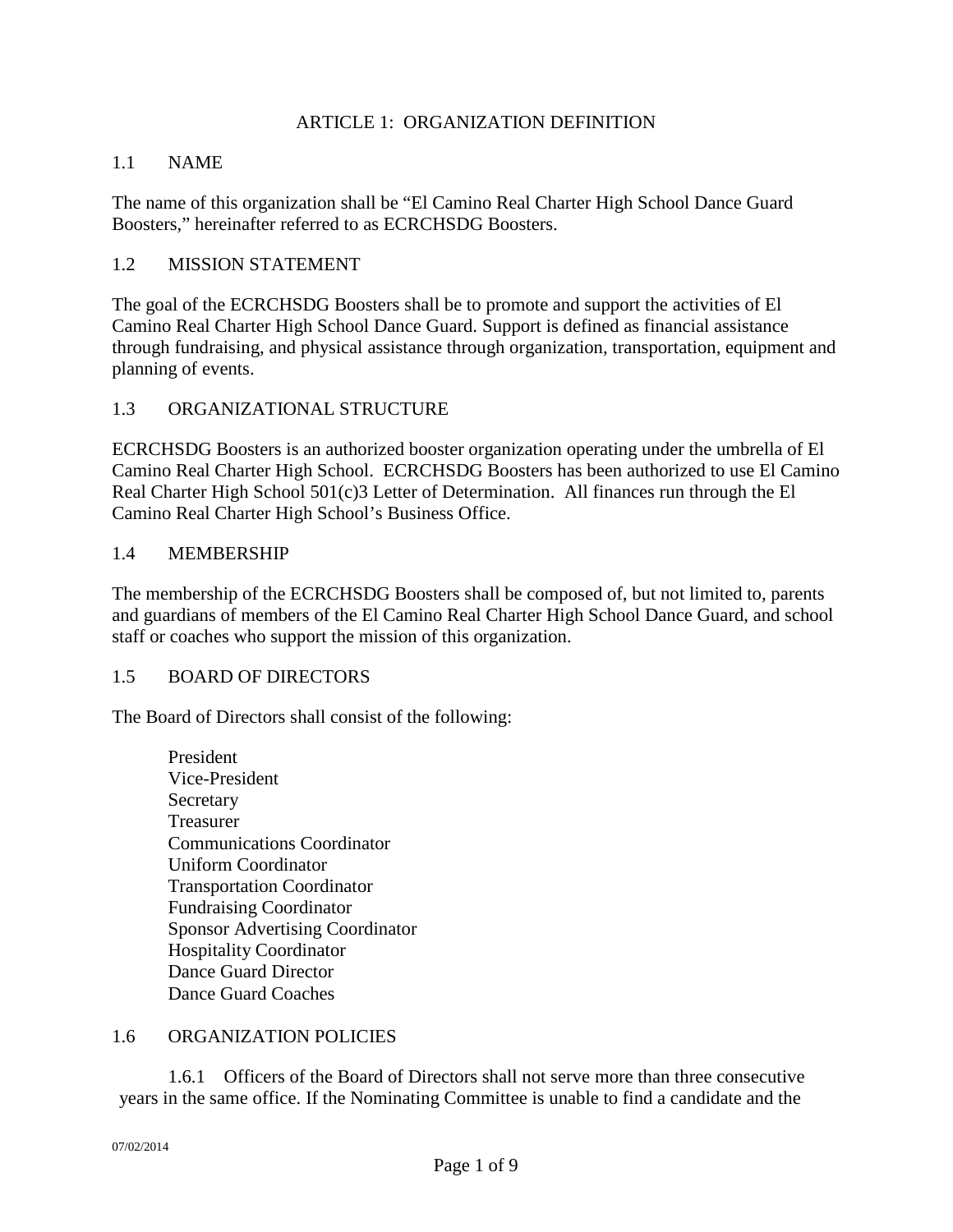## ARTICLE 1: ORGANIZATION DEFINITION

### 1.1 NAME

The name of this organization shall be "El Camino Real Charter High School Dance Guard Boosters," hereinafter referred to as ECRCHSDG Boosters.

### 1.2 MISSION STATEMENT

The goal of the ECRCHSDG Boosters shall be to promote and support the activities of El Camino Real Charter High School Dance Guard. Support is defined as financial assistance through fundraising, and physical assistance through organization, transportation, equipment and planning of events.

### 1.3 ORGANIZATIONAL STRUCTURE

ECRCHSDG Boosters is an authorized booster organization operating under the umbrella of El Camino Real Charter High School. ECRCHSDG Boosters has been authorized to use El Camino Real Charter High School 501(c)3 Letter of Determination. All finances run through the El Camino Real Charter High School's Business Office.

### 1.4 MEMBERSHIP

The membership of the ECRCHSDG Boosters shall be composed of, but not limited to, parents and guardians of members of the El Camino Real Charter High School Dance Guard, and school staff or coaches who support the mission of this organization.

### 1.5 BOARD OF DIRECTORS

The Board of Directors shall consist of the following:

- President
- Vice-President
- Secretary
- Treasurer
- Communications Coordinator
- Uniform Coordinator
- Transportation Coordinator
- Fundraising Coordinator
- Sponsor Advertising Coordinator
- Hospitality Coordinator
- Dance Guard Director
- Dance Guard Coaches

### 1.6 ORGANIZATION POLICIES

1.6.1 Officers of the Board of Directors shall not serve more than three consecutive years in the same office. If the Nominating Committee is unable to find a candidate and the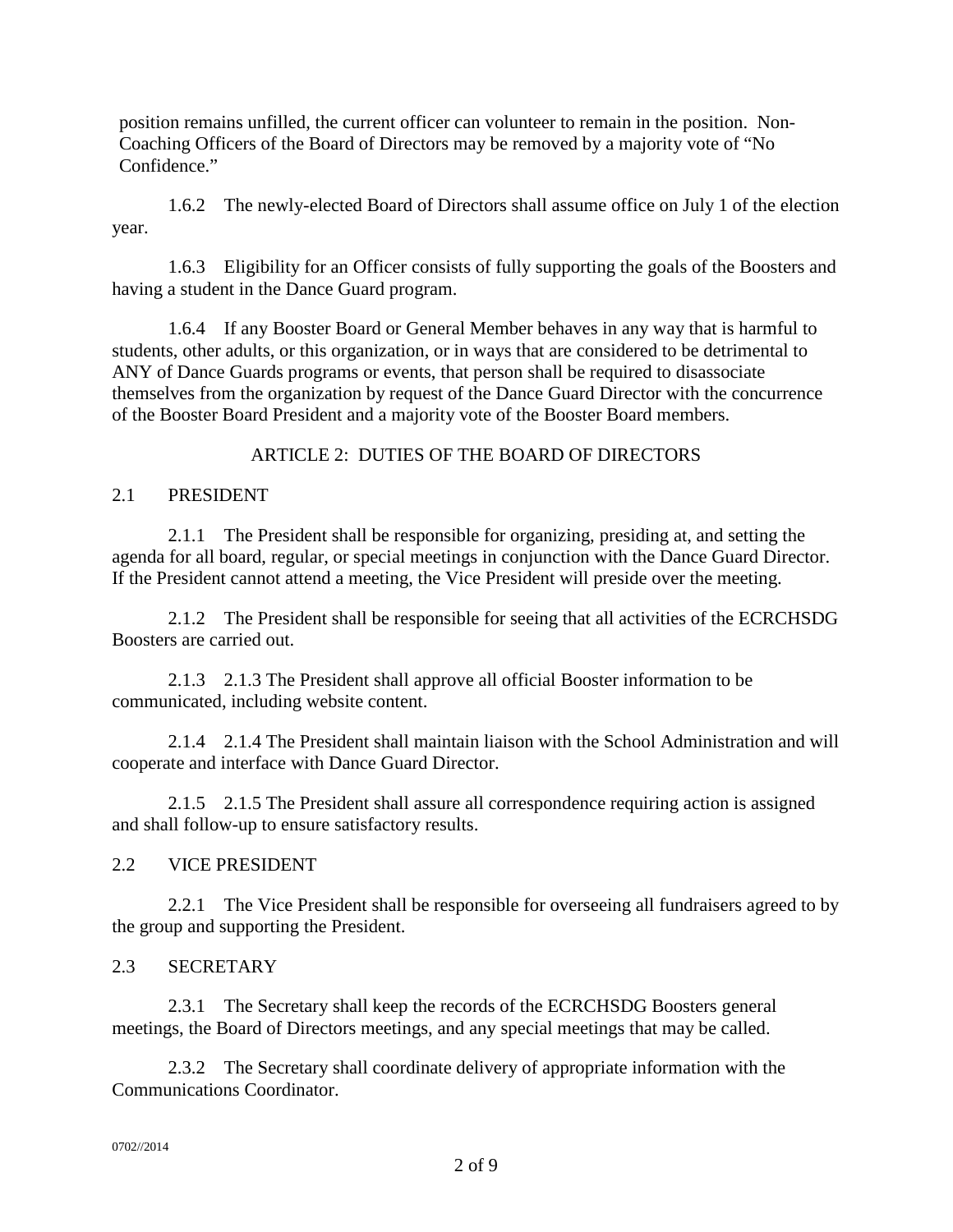position remains unfilled, the current officer can volunteer to remain in the position. Non-Coaching Officers of the Board of Directors may be removed by a majority vote of "No Confidence."

1.6.2 The newly-elected Board of Directors shall assume office on July 1 of the election year.

1.6.3 Eligibility for an Officer consists of fully supporting the goals of the Boosters and having a student in the Dance Guard program.

1.6.4 If any Booster Board or General Member behaves in any way that is harmful to students, other adults, or this organization, or in ways that are considered to be detrimental to ANY of Dance Guards programs or events, that person shall be required to disassociate themselves from the organization by request of the Dance Guard Director with the concurrence of the Booster Board President and a majority vote of the Booster Board members.

## ARTICLE 2: DUTIES OF THE BOARD OF DIRECTORS

### 2.1 PRESIDENT

2.1.1 The President shall be responsible for organizing, presiding at, and setting the agenda for all board, regular, or special meetings in conjunction with the Dance Guard Director. If the President cannot attend a meeting, the Vice President will preside over the meeting.

2.1.2 The President shall be responsible for seeing that all activities of the ECRCHSDG Boosters are carried out.

2.1.3 2.1.3 The President shall approve all official Booster information to be communicated, including website content.

2.1.4 2.1.4 The President shall maintain liaison with the School Administration and will cooperate and interface with Dance Guard Director.

2.1.5 2.1.5 The President shall assure all correspondence requiring action is assigned and shall follow-up to ensure satisfactory results.

### 2.2 VICE PRESIDENT

2.2.1 The Vice President shall be responsible for overseeing all fundraisers agreed to by the group and supporting the President.

### 2.3 SECRETARY

2.3.1 The Secretary shall keep the records of the ECRCHSDG Boosters general meetings, the Board of Directors meetings, and any special meetings that may be called.

2.3.2 The Secretary shall coordinate delivery of appropriate information with the Communications Coordinator.

0702//2014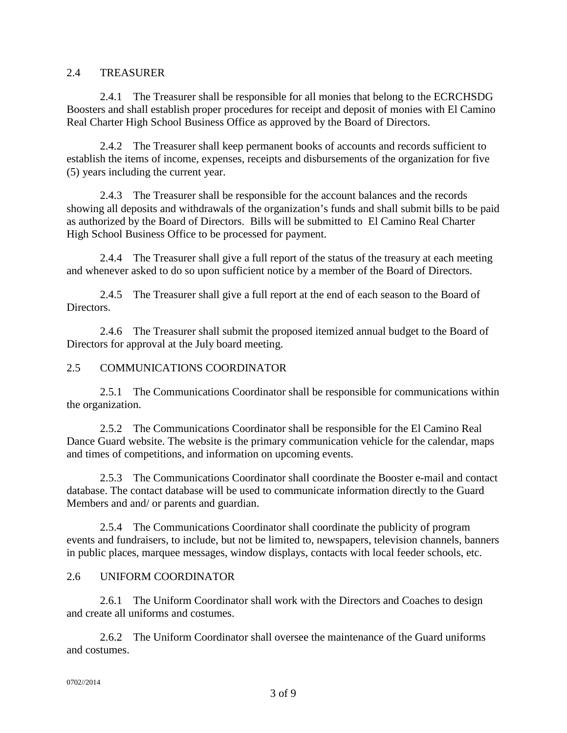## 2.4 TREASURER

2.4.1 The Treasurer shall be responsible for all monies that belong to the ECRCHSDG Boosters and shall establish proper procedures for receipt and deposit of monies with El Camino Real Charter High School Business Office as approved by the Board of Directors.

2.4.2 The Treasurer shall keep permanent books of accounts and records sufficient to establish the items of income, expenses, receipts and disbursements of the organization for five (5) years including the current year.

2.4.3 The Treasurer shall be responsible for the account balances and the records showing all deposits and withdrawals of the organization's funds and shall submit bills to be paid as authorized by the Board of Directors. Bills will be submitted to El Camino Real Charter High School Business Office to be processed for payment.

2.4.4 The Treasurer shall give a full report of the status of the treasury at each meeting and whenever asked to do so upon sufficient notice by a member of the Board of Directors.

2.4.5 The Treasurer shall give a full report at the end of each season to the Board of Directors.

2.4.6 The Treasurer shall submit the proposed itemized annual budget to the Board of Directors for approval at the July board meeting.

## 2.5 COMMUNICATIONS COORDINATOR

2.5.1 The Communications Coordinator shall be responsible for communications within the organization.

2.5.2 The Communications Coordinator shall be responsible for the El Camino Real Dance Guard website. The website is the primary communication vehicle for the calendar, maps and times of competitions, and information on upcoming events.

2.5.3 The Communications Coordinator shall coordinate the Booster e-mail and contact database. The contact database will be used to communicate information directly to the Guard Members and and/ or parents and guardian.

2.5.4 The Communications Coordinator shall coordinate the publicity of program events and fundraisers, to include, but not be limited to, newspapers, television channels, banners in public places, marquee messages, window displays, contacts with local feeder schools, etc.

## 2.6 UNIFORM COORDINATOR

2.6.1 The Uniform Coordinator shall work with the Directors and Coaches to design and create all uniforms and costumes.

2.6.2 The Uniform Coordinator shall oversee the maintenance of the Guard uniforms and costumes.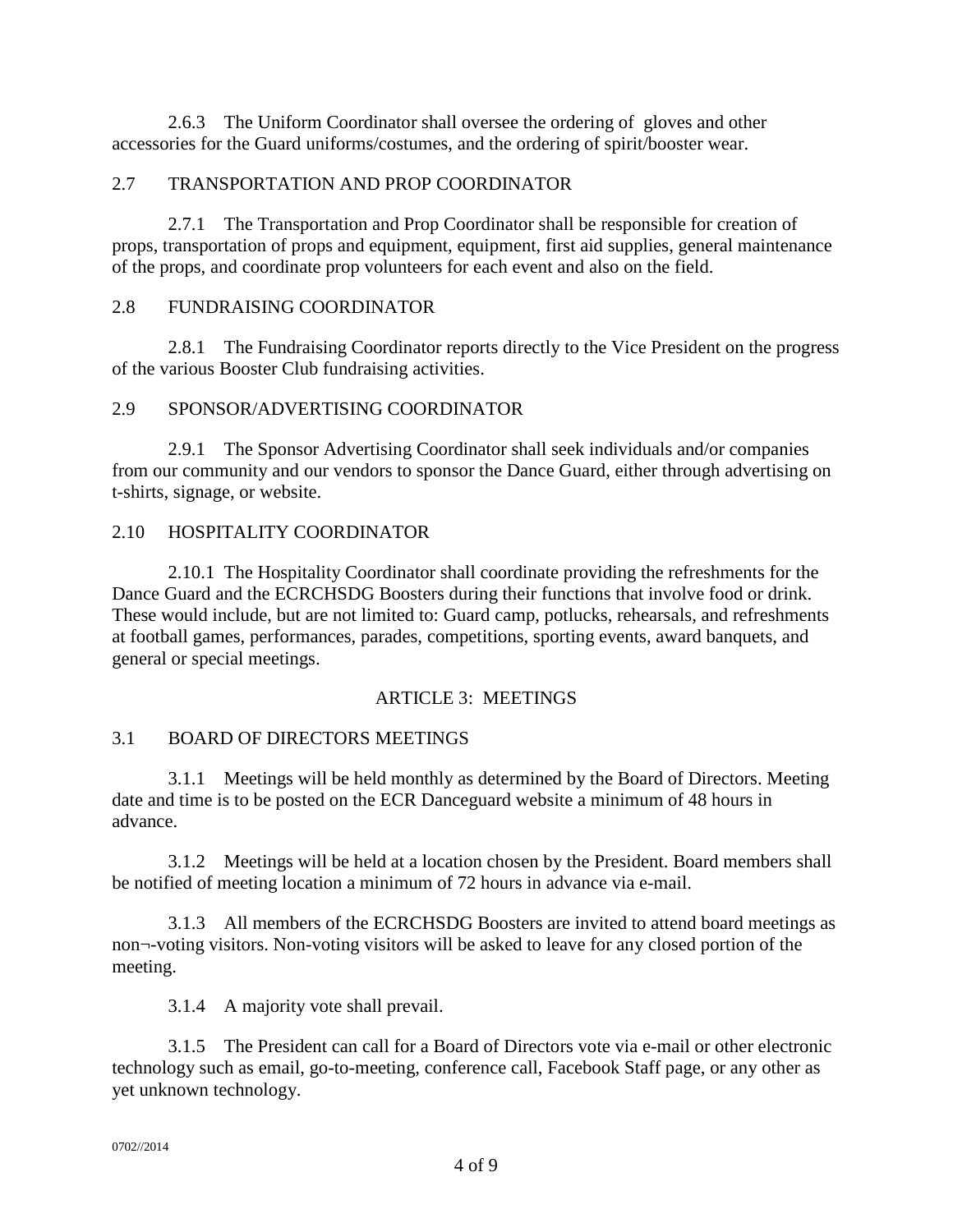2.6.3 The Uniform Coordinator shall oversee the ordering of gloves and other accessories for the Guard uniforms/costumes, and the ordering of spirit/booster wear.

2.7 TRANSPORTATION AND PROP COORDINATOR

2.7.1 The Transportation and Prop Coordinator shall be responsible for creation of props, transportation of props and equipment, equipment, first aid supplies, general maintenance of the props, and coordinate prop volunteers for each event and also on the field.

2.8 FUNDRAISING COORDINATOR

2.8.1 The Fundraising Coordinator reports directly to the Vice President on the progress of the various Booster Club fundraising activities.

2.9 SPONSOR/ADVERTISING COORDINATOR

2.9.1 The Sponsor Advertising Coordinator shall seek individuals and/or companies from our community and our vendors to sponsor the Dance Guard, either through advertising on t-shirts, signage, or website.

2.10 HOSPITALITY COORDINATOR

2.10.1 The Hospitality Coordinator shall coordinate providing the refreshments for the Dance Guard and the ECRCHSDG Boosters during their functions that involve food or drink. These would include, but are not limited to: Guard camp, potlucks, rehearsals, and refreshments at football games, performances, parades, competitions, sporting events, award banquets, and general or special meetings.

## ARTICLE 3: MEETINGS

3.1 BOARD OF DIRECTORS MEETINGS

3.1.1 Meetings will be held monthly as determined by the Board of Directors. Meeting date and time is to be posted on the ECR Danceguard website a minimum of 48 hours in advance.

3.1.2 Meetings will be held at a location chosen by the President. Board members shall be notified of meeting location a minimum of 72 hours in advance via e-mail.

3.1.3 All members of the ECRCHSDG Boosters are invited to attend board meetings as non¬-voting visitors. Non-voting visitors will be asked to leave for any closed portion of the meeting.

3.1.4 A majority vote shall prevail.

3.1.5 The President can call for a Board of Directors vote via e-mail or other electronic technology such as email, go-to-meeting, conference call, Facebook Staff page, or any other as yet unknown technology.

0702//2014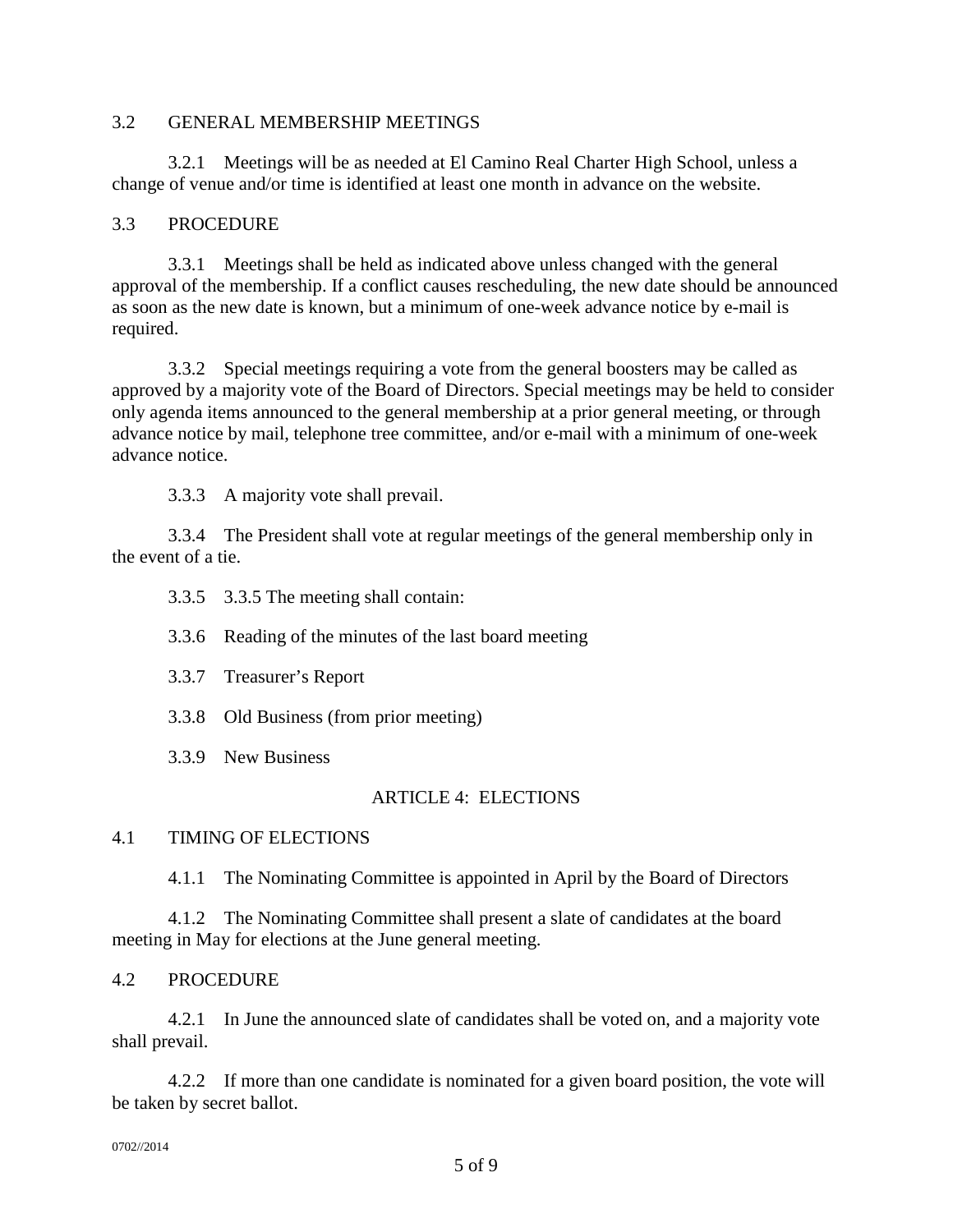3.2 GENERAL MEMBERSHIP MEETINGS

3.2.1 Meetings will be as needed at El Camino Real Charter High School, unless a change of venue and/or time is identified at least one month in advance on the website.

3.3 PROCEDURE

3.3.1 Meetings shall be held as indicated above unless changed with the general approval of the membership. If a conflict causes rescheduling, the new date should be announced as soon as the new date is known, but a minimum of one-week advance notice by e-mail is required.

3.3.2 Special meetings requiring a vote from the general boosters may be called as approved by a majority vote of the Board of Directors. Special meetings may be held to consider only agenda items announced to the general membership at a prior general meeting, or through advance notice by mail, telephone tree committee, and/or e-mail with a minimum of one-week advance notice.

3.3.3 A majority vote shall prevail.

3.3.4 The President shall vote at regular meetings of the general membership only in the event of a tie.

3.3.5 3.3.5 The meeting shall contain:

3.3.6 Reading of the minutes of the last board meeting

3.3.7 Treasurer's Report

3.3.8 Old Business (from prior meeting)

3.3.9 New Business

## ARTICLE 4: ELECTIONS

4.1 TIMING OF ELECTIONS

4.1.1 The Nominating Committee is appointed in April by the Board of Directors

4.1.2 The Nominating Committee shall present a slate of candidates at the board meeting in May for elections at the June general meeting.

4.2 PROCEDURE

4.2.1 In June the announced slate of candidates shall be voted on, and a majority vote shall prevail.

4.2.2 If more than one candidate is nominated for a given board position, the vote will be taken by secret ballot.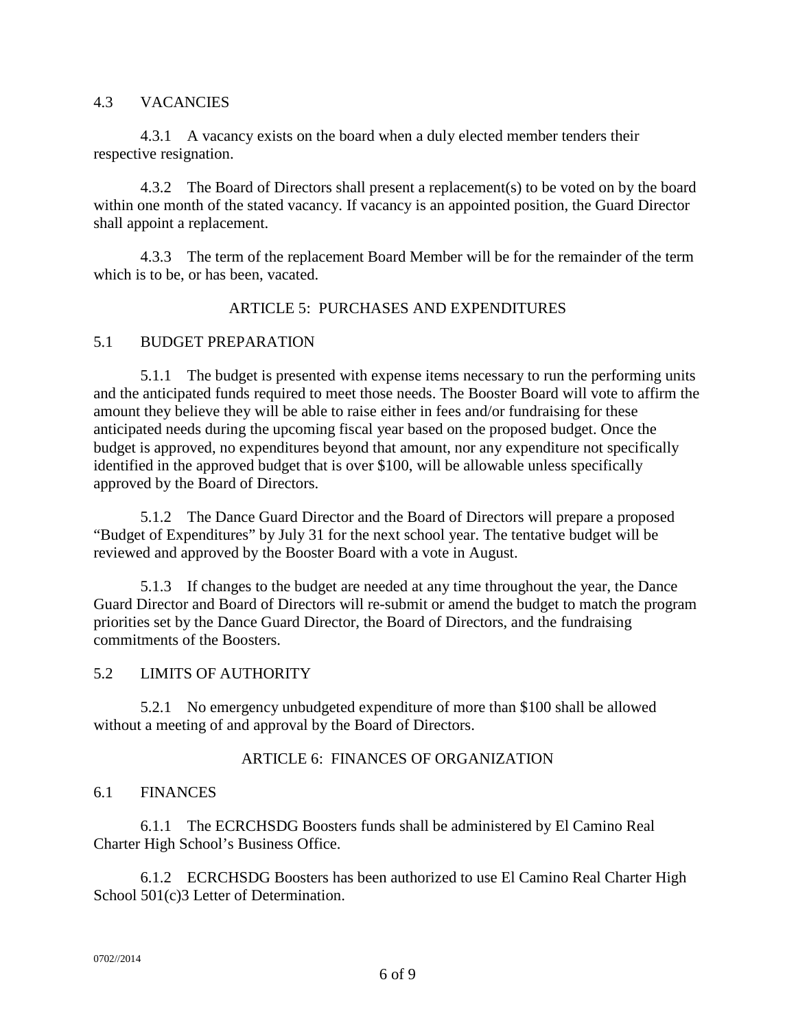## 4.3 VACANCIES

4.3.1 A vacancy exists on the board when a duly elected member tenders their respective resignation.

4.3.2 The Board of Directors shall present a replacement(s) to be voted on by the board within one month of the stated vacancy. If vacancy is an appointed position, the Guard Director shall appoint a replacement.

4.3.3 The term of the replacement Board Member will be for the remainder of the term which is to be, or has been, vacated.

# ARTICLE 5: PURCHASES AND EXPENDITURES

## 5.1 BUDGET PREPARATION

5.1.1 The budget is presented with expense items necessary to run the performing units and the anticipated funds required to meet those needs. The Booster Board will vote to affirm the amount they believe they will be able to raise either in fees and/or fundraising for these anticipated needs during the upcoming fiscal year based on the proposed budget. Once the budget is approved, no expenditures beyond that amount, nor any expenditure not specifically identified in the approved budget that is over $100, will be allowable unless specifically approved by the Board of Directors.

5.1.2 The Dance Guard Director and the Board of Directors will prepare a proposed "Budget of Expenditures" by July 31 for the next school year. The tentative budget will be reviewed and approved by the Booster Board with a vote in August.

5.1.3 If changes to the budget are needed at any time throughout the year, the Dance Guard Director and Board of Directors will re-submit or amend the budget to match the program priorities set by the Dance Guard Director, the Board of Directors, and the fundraising commitments of the Boosters.

## 5.2 LIMITS OF AUTHORITY

5.2.1 No emergency unbudgeted expenditure of more than $100 shall be allowed without a meeting of and approval by the Board of Directors.

# ARTICLE 6: FINANCES OF ORGANIZATION

## 6.1 FINANCES

6.1.1 The ECRCHSDG Boosters funds shall be administered by El Camino Real Charter High School's Business Office.

6.1.2 ECRCHSDG Boosters has been authorized to use El Camino Real Charter High School 501(c)3 Letter of Determination.

0702//2014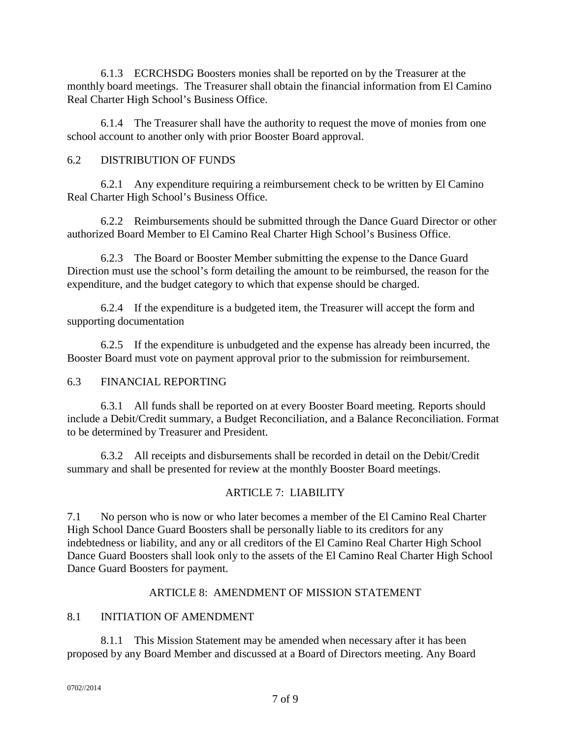6.1.3 ECRCHSDG Boosters monies shall be reported on by the Treasurer at the monthly board meetings. The Treasurer shall obtain the financial information from El Camino Real Charter High School's Business Office.

6.1.4 The Treasurer shall have the authority to request the move of monies from one school account to another only with prior Booster Board approval.

6.2 DISTRIBUTION OF FUNDS

6.2.1 Any expenditure requiring a reimbursement check to be written by El Camino Real Charter High School's Business Office.

6.2.2 Reimbursements should be submitted through the Dance Guard Director or other authorized Board Member to El Camino Real Charter High School's Business Office.

6.2.3 The Board or Booster Member submitting the expense to the Dance Guard Direction must use the school's form detailing the amount to be reimbursed, the reason for the expenditure, and the budget category to which that expense should be charged.

6.2.4 If the expenditure is a budgeted item, the Treasurer will accept the form and supporting documentation

6.2.5 If the expenditure is unbudgeted and the expense has already been incurred, the Booster Board must vote on payment approval prior to the submission for reimbursement.

6.3 FINANCIAL REPORTING

6.3.1 All funds shall be reported on at every Booster Board meeting. Reports should include a Debit/Credit summary, a Budget Reconciliation, and a Balance Reconciliation. Format to be determined by Treasurer and President.

6.3.2 All receipts and disbursements shall be recorded in detail on the Debit/Credit summary and shall be presented for review at the monthly Booster Board meetings.

## ARTICLE 7: LIABILITY

7.1 No person who is now or who later becomes a member of the El Camino Real Charter High School Dance Guard Boosters shall be personally liable to its creditors for any indebtedness or liability, and any or all creditors of the El Camino Real Charter High School Dance Guard Boosters shall look only to the assets of the El Camino Real Charter High School Dance Guard Boosters for payment.

## ARTICLE 8: AMENDMENT OF MISSION STATEMENT

8.1 INITIATION OF AMENDMENT

8.1.1 This Mission Statement may be amended when necessary after it has been proposed by any Board Member and discussed at a Board of Directors meeting. Any Board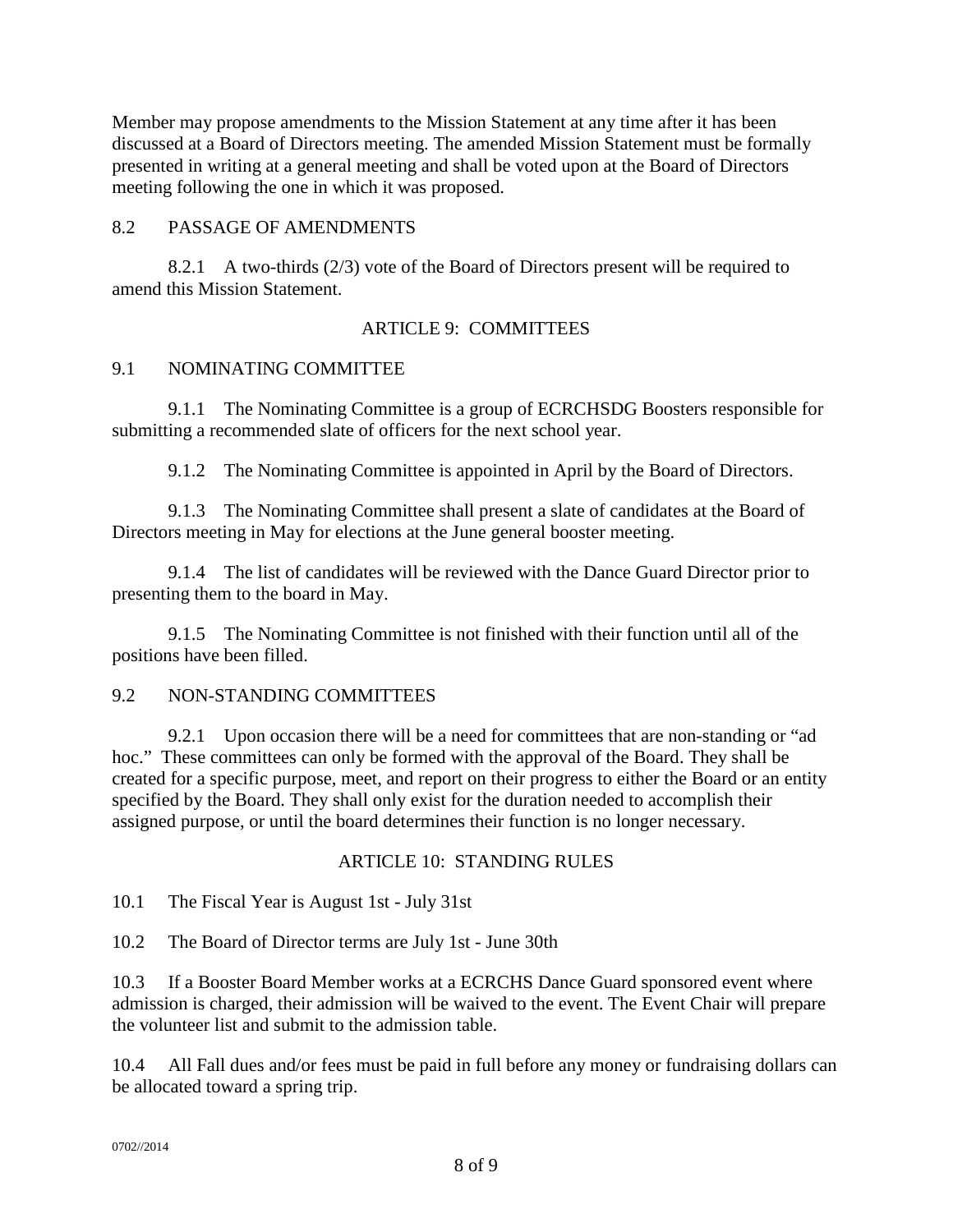Member may propose amendments to the Mission Statement at any time after it has been discussed at a Board of Directors meeting. The amended Mission Statement must be formally presented in writing at a general meeting and shall be voted upon at the Board of Directors meeting following the one in which it was proposed.

8.2 PASSAGE OF AMENDMENTS

8.2.1 A two-thirds (2/3) vote of the Board of Directors present will be required to amend this Mission Statement.

## ARTICLE 9: COMMITTEES

9.1 NOMINATING COMMITTEE

9.1.1 The Nominating Committee is a group of ECRCHSDG Boosters responsible for submitting a recommended slate of officers for the next school year.

9.1.2 The Nominating Committee is appointed in April by the Board of Directors.

9.1.3 The Nominating Committee shall present a slate of candidates at the Board of Directors meeting in May for elections at the June general booster meeting.

9.1.4 The list of candidates will be reviewed with the Dance Guard Director prior to presenting them to the board in May.

9.1.5 The Nominating Committee is not finished with their function until all of the positions have been filled.

9.2 NON-STANDING COMMITTEES

9.2.1 Upon occasion there will be a need for committees that are non-standing or "ad hoc." These committees can only be formed with the approval of the Board. They shall be created for a specific purpose, meet, and report on their progress to either the Board or an entity specified by the Board. They shall only exist for the duration needed to accomplish their assigned purpose, or until the board determines their function is no longer necessary.

## ARTICLE 10: STANDING RULES

10.1 The Fiscal Year is August 1st - July 31st

10.2 The Board of Director terms are July 1st - June 30th

10.3 If a Booster Board Member works at a ECRCHS Dance Guard sponsored event where admission is charged, their admission will be waived to the event. The Event Chair will prepare the volunteer list and submit to the admission table.

10.4 All Fall dues and/or fees must be paid in full before any money or fundraising dollars can be allocated toward a spring trip.

0702//2014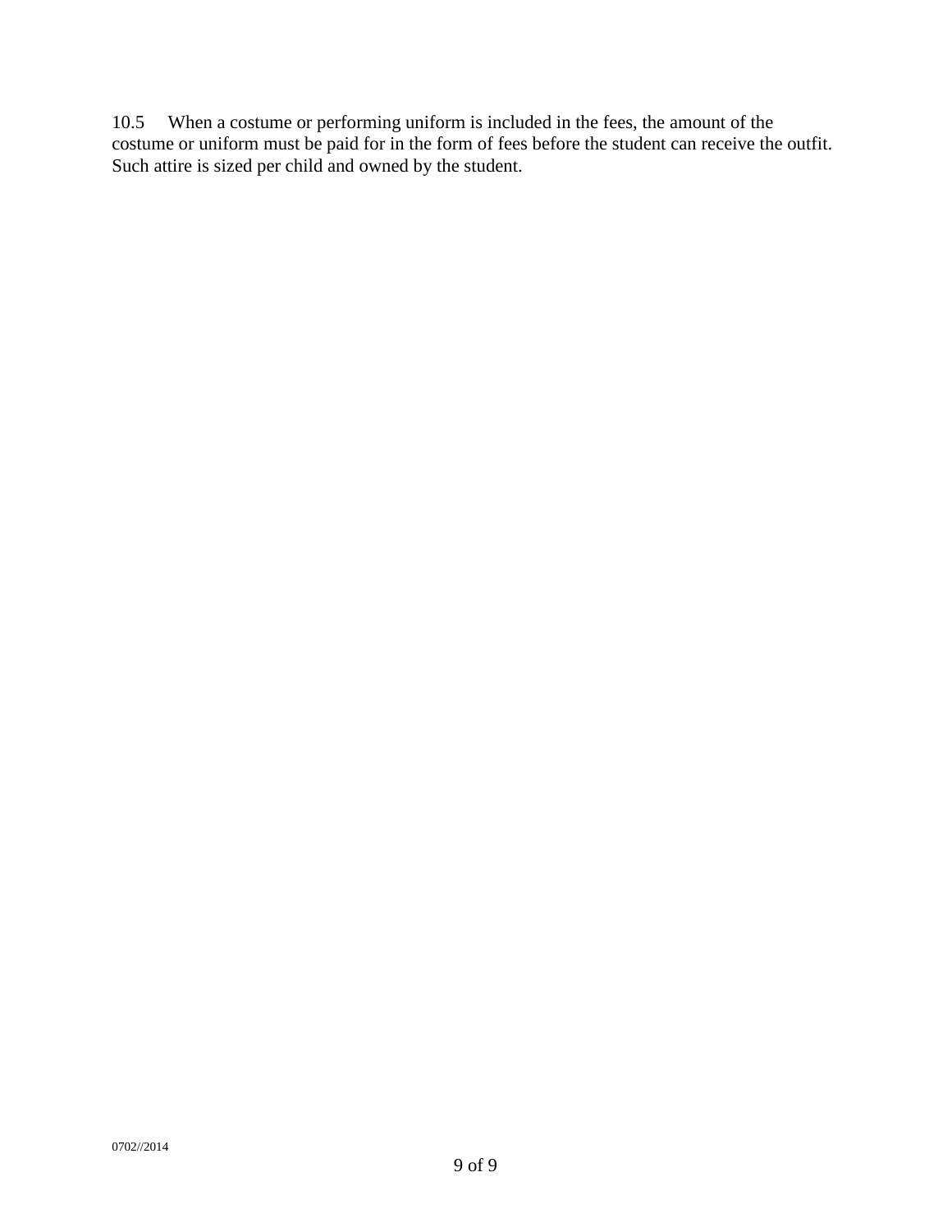10.5 When a costume or performing uniform is included in the fees, the amount of the costume or uniform must be paid for in the form of fees before the student can receive the outfit. Such attire is sized per child and owned by the student.